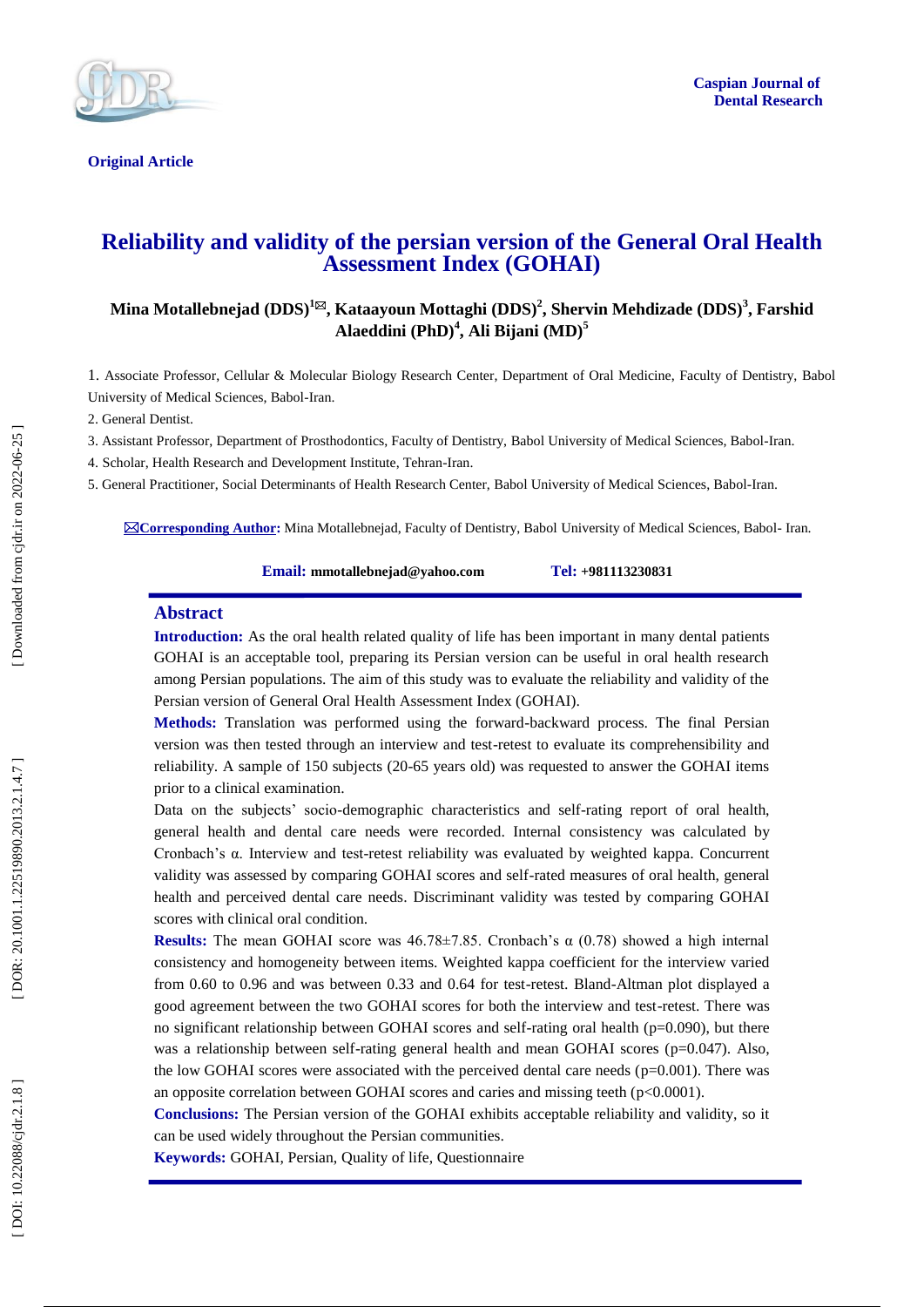Original Article

# Reliability and validity of the persian version of the General Oral Health Assessment Index (GOHAI)

**Mina Motallebnejad (DDS)[1]✉, Kataayoun Mottaghi (DDS)[2], Shervin Mehdizade (DDS)[3], Farshid Alaeddini (PhD)[4], Ali Bijani (MD)[5]**

1. Associate Professor, Cellular & Molecular Biology Research Center, Department of Oral Medicine, Faculty of Dentistry, Babol University of Medical Sciences, Babol-Iran.
2. General Dentist.
3. Assistant Professor, Department of Prosthodontics, Faculty of Dentistry, Babol University of Medical Sciences, Babol-Iran.
4. Scholar, Health Research and Development Institute, Tehran-Iran.
5. General Practitioner, Social Determinants of Health Research Center, Babol University of Medical Sciences, Babol-Iran.

✉**Corresponding Author:** Mina Motallebnejad, Faculty of Dentistry, Babol University of Medical Sciences, Babol- Iran.

**Email:** mmotallebnejad@yahoo.com **Tel:** +981113230831

## Abstract

**Introduction:** As the oral health related quality of life has been important in many dental patients GOHAI is an acceptable tool, preparing its Persian version can be useful in oral health research among Persian populations. The aim of this study was to evaluate the reliability and validity of the Persian version of General Oral Health Assessment Index (GOHAI).

**Methods:** Translation was performed using the forward-backward process. The final Persian version was then tested through an interview and test-retest to evaluate its comprehensibility and reliability. A sample of 150 subjects (20-65 years old) was requested to answer the GOHAI items prior to a clinical examination.

Data on the subjects' socio-demographic characteristics and self-rating report of oral health, general health and dental care needs were recorded. Internal consistency was calculated by Cronbach's α. Interview and test-retest reliability was evaluated by weighted kappa. Concurrent validity was assessed by comparing GOHAI scores and self-rated measures of oral health, general health and perceived dental care needs. Discriminant validity was tested by comparing GOHAI scores with clinical oral condition.

**Results:** The mean GOHAI score was 46.78±7.85. Cronbach's α (0.78) showed a high internal consistency and homogeneity between items. Weighted kappa coefficient for the interview varied from 0.60 to 0.96 and was between 0.33 and 0.64 for test-retest. Bland-Altman plot displayed a good agreement between the two GOHAI scores for both the interview and test-retest. There was no significant relationship between GOHAI scores and self-rating oral health ($p=0.090$), but there was a relationship between self-rating general health and mean GOHAI scores ($p=0.047$). Also, the low GOHAI scores were associated with the perceived dental care needs ($p=0.001$). There was an opposite correlation between GOHAI scores and caries and missing teeth ($p<0.0001$).

**Conclusions:** The Persian version of the GOHAI exhibits acceptable reliability and validity, so it can be used widely throughout the Persian communities.

**Keywords:** GOHAI, Persian, Quality of life, Questionnaire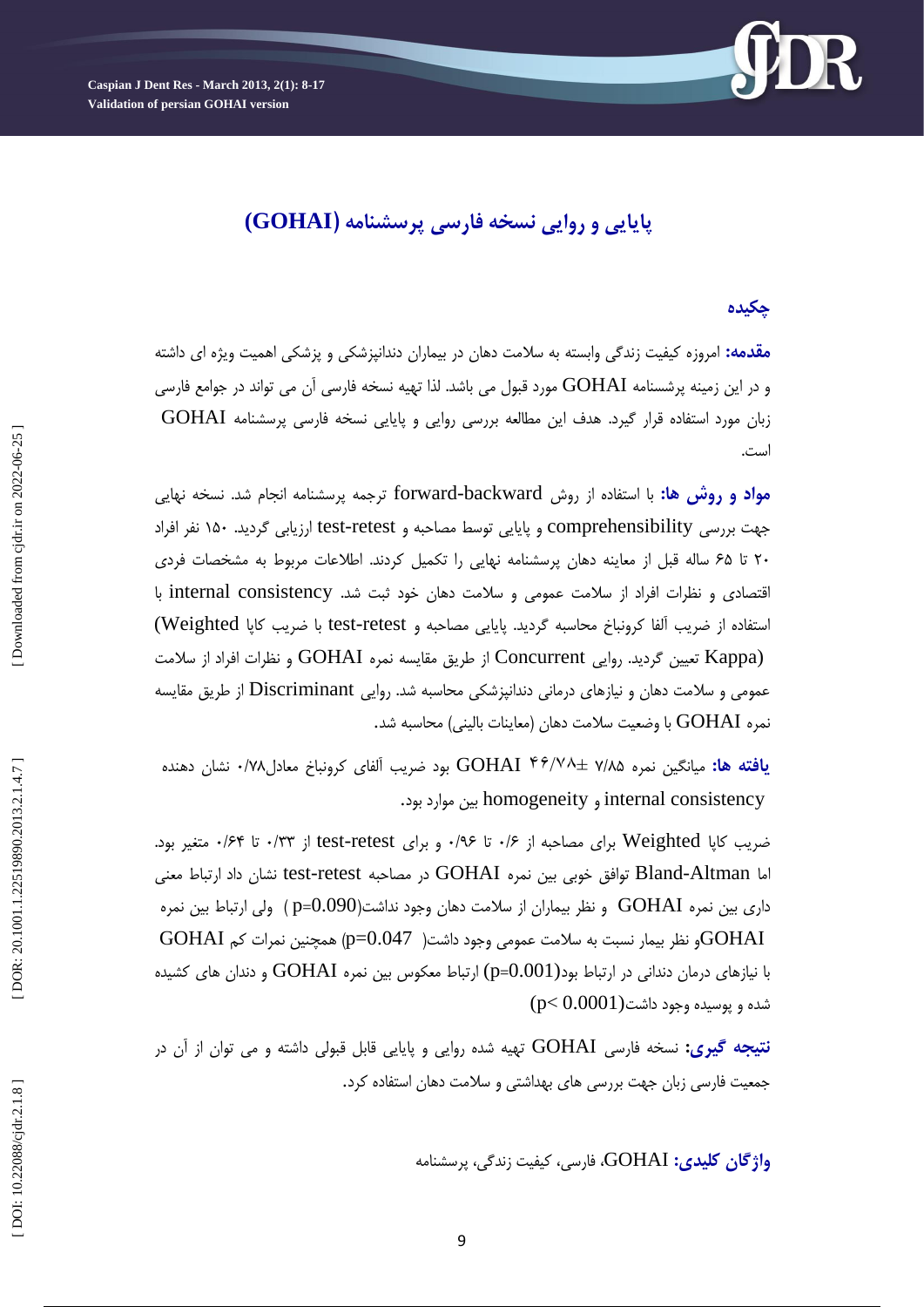# پایایی و روایی نسخه فارسی پرسشنامه (GOHAI)

## چکیده

**مقدمه:** امروزه کیفیت زندگی وابسته به سلامت دهان در بیماران دندانپزشکی و پزشکی اهمیت ویژه ای داشته و در این زمینه پرسشنامه GOHAI مورد قبول می باشد. لذا تهیه نسخه فارسی آن می تواند در جوامع فارسی زبان مورد استفاده قرار گیرد. هدف این مطالعه بررسی روایی و پایایی نسخه فارسی پرسشنامه GOHAI است.

**مواد و روش ها:** با استفاده از روش forward-backward ترجمه پرسشنامه انجام شد. نسخه نهایی جهت بررسی comprehensibility و پایایی توسط مصاحبه و test-retest ارزیابی گردید. ۱۵۰ نفر افراد ۲۰ تا ۶۵ ساله قبل از معاینه دهان پرسشنامه نهایی را تکمیل کردند. اطلاعات مربوط به مشخصات فردی اقتصادی و نظرات افراد از سلامت عمومی و سلامت دهان خود ثبت شد. internal consistency با استفاده از ضریب آلفا کرونباخ محاسبه گردید. پایایی مصاحبه و test-retest با ضریب کاپا (Weighted Kappa) تعیین گردید. روایی Concurrent از طریق مقایسه نمره GOHAI و نظرات افراد از سلامت عمومی و سلامت دهان و نیازهای درمانی دندانپزشکی محاسبه شد. روایی Discriminant از طریق مقایسه نمره GOHAI با وضعیت سلامت دهان (معاینات بالینی) محاسبه شد.

**یافته ها:** میانگین نمره ۷/۸۵ ±۴۶/۷۸ GOHAI بود ضریب آلفای کرونباخ معادل۰/۷۸ نشان دهنده internal consistency و homogeneity بین موارد بود.

ضریب کاپا Weighted برای مصاحبه از ۰/۶ تا ۰/۹۶ و برای test-retest از ۰/۳۳ تا ۰/۶۴ متغیر بود. اما Bland-Altman توافق خوبی بین نمره GOHAI در مصاحبه test-retest نشان داد ارتباط معنی داری بین نمره GOHAI و نظر بیماران از سلامت دهان وجود نداشت($p=0.090$ ) ولی ارتباط بین نمره GOHAIو نظر بیمار نسبت به سلامت عمومی وجود داشت( $p=0.047$) همچنین نمرات کم GOHAI با نیازهای درمان دندانی در ارتباط بود($p=0.001$) ارتباط معکوس بین نمره GOHAI و دندان های کشیده شده و پوسیده وجود داشت($p< 0.0001$)

**نتیجه گیری:** نسخه فارسی GOHAI تهیه شده روایی و پایایی قابل قبولی داشته و می توان از آن در جمعیت فارسی زبان جهت بررسی های بهداشتی و سلامت دهان استفاده کرد.

**واژگان کلیدی:** GOHAI، فارسی، کیفیت زندگی، پرسشنامه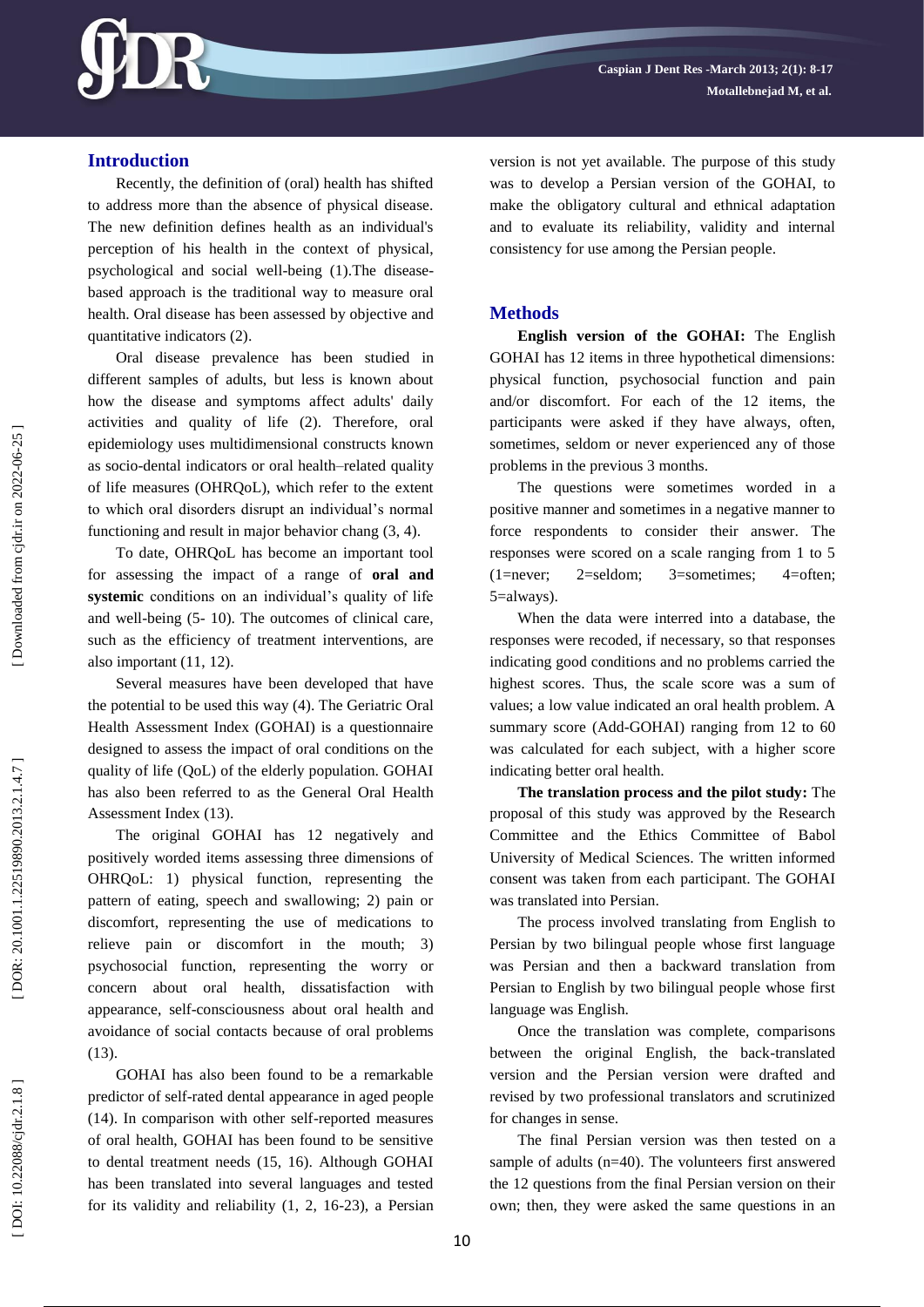## Introduction

Recently, the definition of (oral) health has shifted to address more than the absence of physical disease. The new definition defines health as an individual's perception of his health in the context of physical, psychological and social well-being (1).The disease-based approach is the traditional way to measure oral health. Oral disease has been assessed by objective and quantitative indicators (2).

Oral disease prevalence has been studied in different samples of adults, but less is known about how the disease and symptoms affect adults' daily activities and quality of life (2). Therefore, oral epidemiology uses multidimensional constructs known as socio-dental indicators or oral health–related quality of life measures (OHRQoL), which refer to the extent to which oral disorders disrupt an individual's normal functioning and result in major behavior chang (3, 4).

To date, OHRQoL has become an important tool for assessing the impact of a range of **oral and systemic** conditions on an individual's quality of life and well-being (5- 10). The outcomes of clinical care, such as the efficiency of treatment interventions, are also important (11, 12).

Several measures have been developed that have the potential to be used this way (4). The Geriatric Oral Health Assessment Index (GOHAI) is a questionnaire designed to assess the impact of oral conditions on the quality of life (QoL) of the elderly population. GOHAI has also been referred to as the General Oral Health Assessment Index (13).

The original GOHAI has 12 negatively and positively worded items assessing three dimensions of OHRQoL: 1) physical function, representing the pattern of eating, speech and swallowing; 2) pain or discomfort, representing the use of medications to relieve pain or discomfort in the mouth; 3) psychosocial function, representing the worry or concern about oral health, dissatisfaction with appearance, self-consciousness about oral health and avoidance of social contacts because of oral problems (13).

GOHAI has also been found to be a remarkable predictor of self-rated dental appearance in aged people (14). In comparison with other self-reported measures of oral health, GOHAI has been found to be sensitive to dental treatment needs (15, 16). Although GOHAI has been translated into several languages and tested for its validity and reliability (1, 2, 16-23), a Persian version is not yet available. The purpose of this study was to develop a Persian version of the GOHAI, to make the obligatory cultural and ethnical adaptation and to evaluate its reliability, validity and internal consistency for use among the Persian people.

## Methods

**English version of the GOHAI:** The English GOHAI has 12 items in three hypothetical dimensions: physical function, psychosocial function and pain and/or discomfort. For each of the 12 items, the participants were asked if they have always, often, sometimes, seldom or never experienced any of those problems in the previous 3 months.

The questions were sometimes worded in a positive manner and sometimes in a negative manner to force respondents to consider their answer. The responses were scored on a scale ranging from 1 to 5 (1=never; 2=seldom; 3=sometimes; 4=often; 5=always).

When the data were interred into a database, the responses were recoded, if necessary, so that responses indicating good conditions and no problems carried the highest scores. Thus, the scale score was a sum of values; a low value indicated an oral health problem. A summary score (Add-GOHAI) ranging from 12 to 60 was calculated for each subject, with a higher score indicating better oral health.

**The translation process and the pilot study:** The proposal of this study was approved by the Research Committee and the Ethics Committee of Babol University of Medical Sciences. The written informed consent was taken from each participant. The GOHAI was translated into Persian.

The process involved translating from English to Persian by two bilingual people whose first language was Persian and then a backward translation from Persian to English by two bilingual people whose first language was English.

Once the translation was complete, comparisons between the original English, the back-translated version and the Persian version were drafted and revised by two professional translators and scrutinized for changes in sense.

The final Persian version was then tested on a sample of adults (n=40). The volunteers first answered the 12 questions from the final Persian version on their own; then, they were asked the same questions in an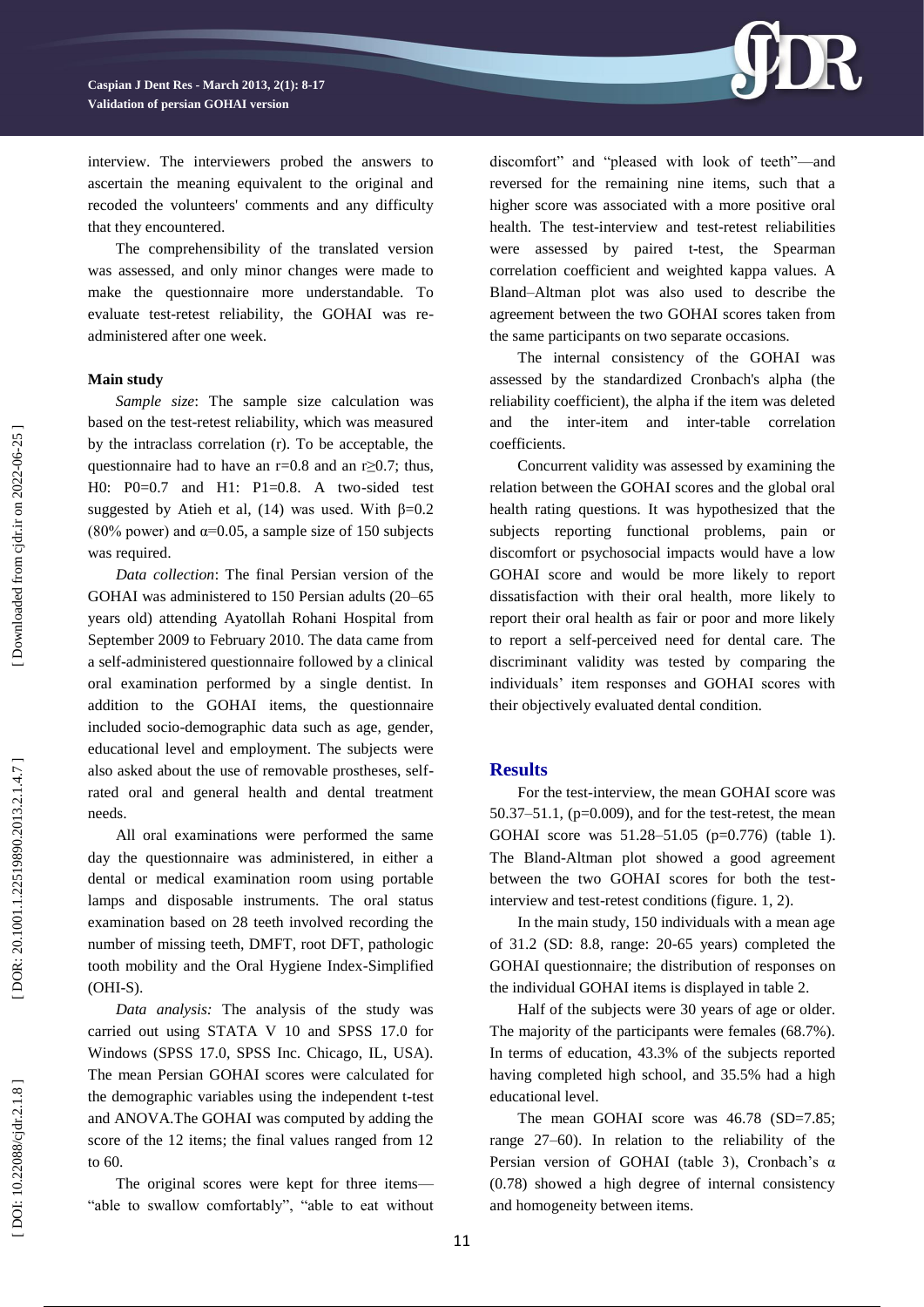interview. The interviewers probed the answers to ascertain the meaning equivalent to the original and recoded the volunteers' comments and any difficulty that they encountered.

The comprehensibility of the translated version was assessed, and only minor changes were made to make the questionnaire more understandable. To evaluate test-retest reliability, the GOHAI was re-administered after one week.

#### Main study

*Sample size*: The sample size calculation was based on the test-retest reliability, which was measured by the intraclass correlation (r). To be acceptable, the questionnaire had to have an r=0.8 and an r≥0.7; thus, H0: P0=0.7 and H1: P1=0.8. A two-sided test suggested by Atieh et al, (14) was used. With $\beta$=0.2 (80% power) and $\alpha$=0.05, a sample size of 150 subjects was required.

*Data collection*: The final Persian version of the GOHAI was administered to 150 Persian adults (20–65 years old) attending Ayatollah Rohani Hospital from September 2009 to February 2010. The data came from a self-administered questionnaire followed by a clinical oral examination performed by a single dentist. In addition to the GOHAI items, the questionnaire included socio-demographic data such as age, gender, educational level and employment. The subjects were also asked about the use of removable prostheses, self-rated oral and general health and dental treatment needs.

All oral examinations were performed the same day the questionnaire was administered, in either a dental or medical examination room using portable lamps and disposable instruments. The oral status examination based on 28 teeth involved recording the number of missing teeth, DMFT, root DFT, pathologic tooth mobility and the Oral Hygiene Index-Simplified (OHI-S).

*Data analysis:* The analysis of the study was carried out using STATA V 10 and SPSS 17.0 for Windows (SPSS 17.0, SPSS Inc. Chicago, IL, USA). The mean Persian GOHAI scores were calculated for the demographic variables using the independent t-test and ANOVA.The GOHAI was computed by adding the score of the 12 items; the final values ranged from 12 to 60.

The original scores were kept for three items—"able to swallow comfortably", "able to eat without discomfort" and "pleased with look of teeth"—and reversed for the remaining nine items, such that a higher score was associated with a more positive oral health. The test-interview and test-retest reliabilities were assessed by paired t-test, the Spearman correlation coefficient and weighted kappa values. A Bland–Altman plot was also used to describe the agreement between the two GOHAI scores taken from the same participants on two separate occasions.

The internal consistency of the GOHAI was assessed by the standardized Cronbach's alpha (the reliability coefficient), the alpha if the item was deleted and the inter-item and inter-table correlation coefficients.

Concurrent validity was assessed by examining the relation between the GOHAI scores and the global oral health rating questions. It was hypothesized that the subjects reporting functional problems, pain or discomfort or psychosocial impacts would have a low GOHAI score and would be more likely to report dissatisfaction with their oral health, more likely to report their oral health as fair or poor and more likely to report a self-perceived need for dental care. The discriminant validity was tested by comparing the individuals' item responses and GOHAI scores with their objectively evaluated dental condition.

## Results

For the test-interview, the mean GOHAI score was 50.37–51.1, (p=0.009), and for the test-retest, the mean GOHAI score was 51.28–51.05 (p=0.776) (table 1). The Bland-Altman plot showed a good agreement between the two GOHAI scores for both the test-interview and test-retest conditions (figure. 1, 2).

In the main study, 150 individuals with a mean age of 31.2 (SD: 8.8, range: 20-65 years) completed the GOHAI questionnaire; the distribution of responses on the individual GOHAI items is displayed in table 2.

Half of the subjects were 30 years of age or older. The majority of the participants were females (68.7%). In terms of education, 43.3% of the subjects reported having completed high school, and 35.5% had a high educational level.

The mean GOHAI score was 46.78 (SD=7.85; range 27–60). In relation to the reliability of the Persian version of GOHAI (table 3), Cronbach's $\alpha$ (0.78) showed a high degree of internal consistency and homogeneity between items.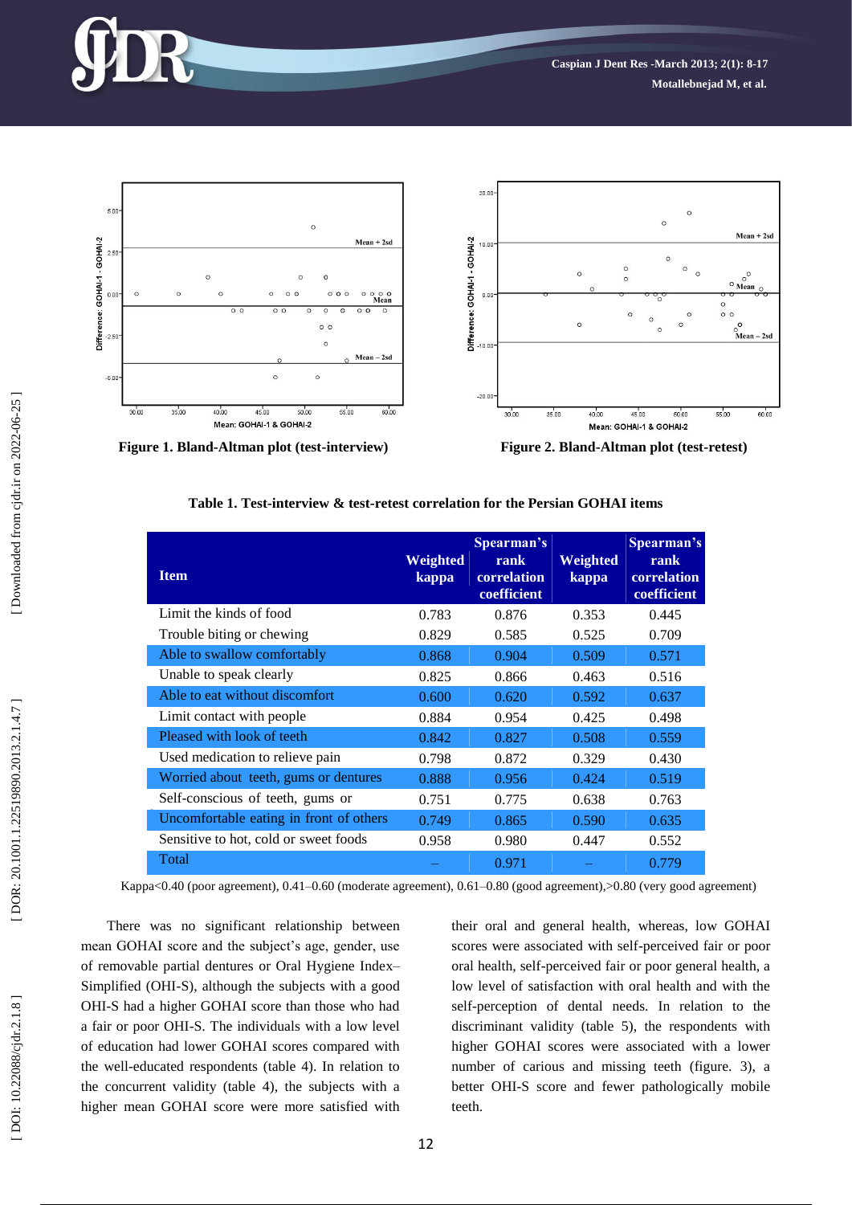Figure 1. Bland-Altman plot (test-interview)

Figure 2. Bland-Altman plot (test-retest)

**Table 1. Test-interview & test-retest correlation for the Persian GOHAI items**

| Item | Weighted kappa | Spearman's rank correlation coefficient | Weighted kappa | Spearman's rank correlation coefficient |
|---|---|---|---|---|
| Limit the kinds of food | 0.783 | 0.876 | 0.353 | 0.445 |
| Trouble biting or chewing | 0.829 | 0.585 | 0.525 | 0.709 |
| Able to swallow comfortably | 0.868 | 0.904 | 0.509 | 0.571 |
| Unable to speak clearly | 0.825 | 0.866 | 0.463 | 0.516 |
| Able to eat without discomfort | 0.600 | 0.620 | 0.592 | 0.637 |
| Limit contact with people | 0.884 | 0.954 | 0.425 | 0.498 |
| Pleased with look of teeth | 0.842 | 0.827 | 0.508 | 0.559 |
| Used medication to relieve pain | 0.798 | 0.872 | 0.329 | 0.430 |
| Worried about teeth, gums or dentures | 0.888 | 0.956 | 0.424 | 0.519 |
| Self-conscious of teeth, gums or | 0.751 | 0.775 | 0.638 | 0.763 |
| Uncomfortable eating in front of others | 0.749 | 0.865 | 0.590 | 0.635 |
| Sensitive to hot, cold or sweet foods | 0.958 | 0.980 | 0.447 | 0.552 |
| Total | – | 0.971 | – | 0.779 |

Kappa<0.40 (poor agreement), 0.41–0.60 (moderate agreement), 0.61–0.80 (good agreement),>0.80 (very good agreement)

There was no significant relationship between mean GOHAI score and the subject's age, gender, use of removable partial dentures or Oral Hygiene Index–Simplified (OHI-S), although the subjects with a good OHI-S had a higher GOHAI score than those who had a fair or poor OHI-S. The individuals with a low level of education had lower GOHAI scores compared with the well-educated respondents (table 4). In relation to the concurrent validity (table 4), the subjects with a higher mean GOHAI score were more satisfied with their oral and general health, whereas, low GOHAI scores were associated with self-perceived fair or poor oral health, self-perceived fair or poor general health, a low level of satisfaction with oral health and with the self-perception of dental needs. In relation to the discriminant validity (table 5), the respondents with higher GOHAI scores were associated with a lower number of carious and missing teeth (figure. 3), a better OHI-S score and fewer pathologically mobile teeth.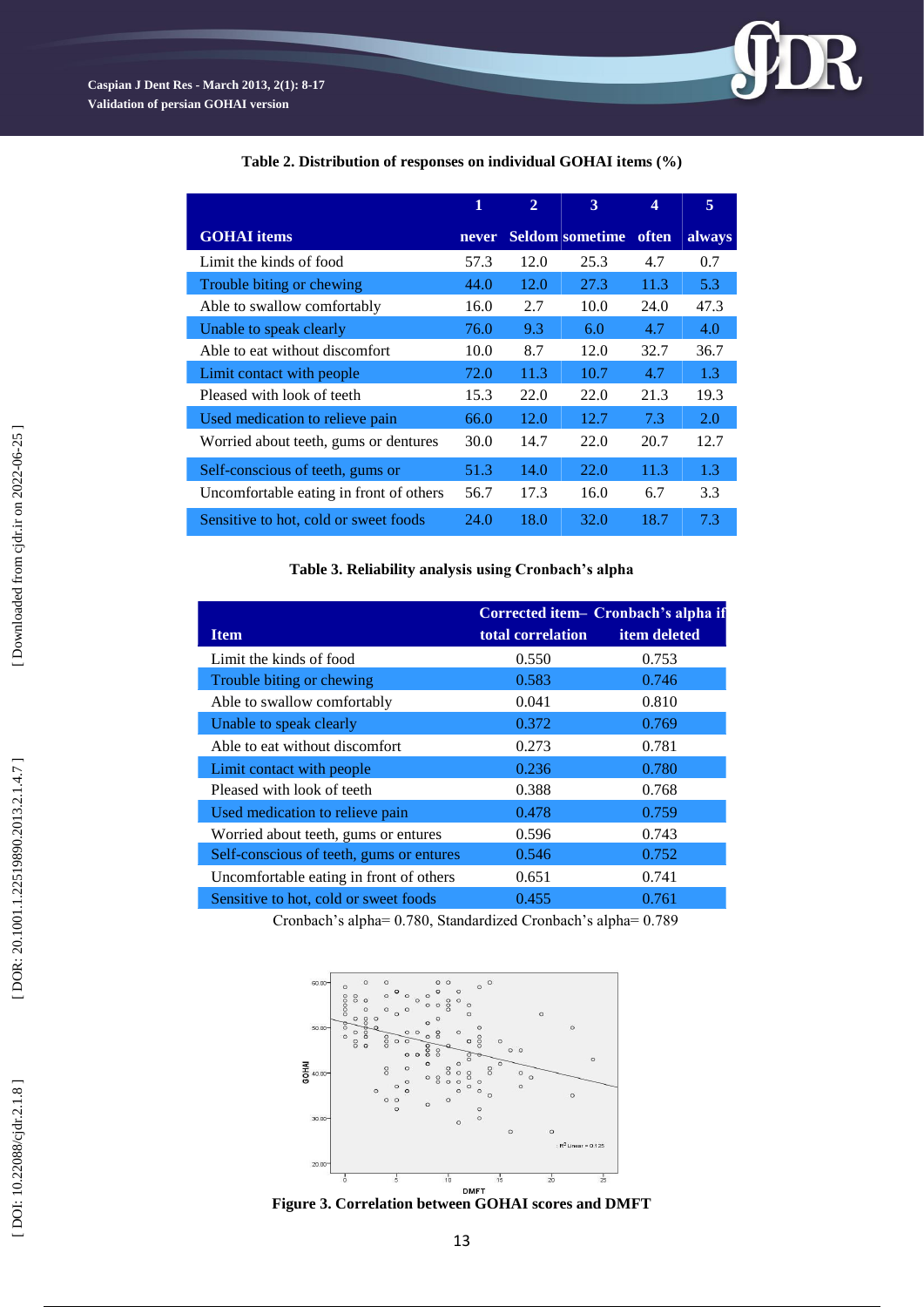**Table 2. Distribution of responses on individual GOHAI items (%)**

| GOHAI items | 1 never | 2 Seldom | 3 sometime | 4 often | 5 always |
|---|---|---|---|---|---|
| Limit the kinds of food | 57.3 | 12.0 | 25.3 | 4.7 | 0.7 |
| Trouble biting or chewing | 44.0 | 12.0 | 27.3 | 11.3 | 5.3 |
| Able to swallow comfortably | 16.0 | 2.7 | 10.0 | 24.0 | 47.3 |
| Unable to speak clearly | 76.0 | 9.3 | 6.0 | 4.7 | 4.0 |
| Able to eat without discomfort | 10.0 | 8.7 | 12.0 | 32.7 | 36.7 |
| Limit contact with people | 72.0 | 11.3 | 10.7 | 4.7 | 1.3 |
| Pleased with look of teeth | 15.3 | 22.0 | 22.0 | 21.3 | 19.3 |
| Used medication to relieve pain | 66.0 | 12.0 | 12.7 | 7.3 | 2.0 |
| Worried about teeth, gums or dentures | 30.0 | 14.7 | 22.0 | 20.7 | 12.7 |
| Self-conscious of teeth, gums or | 51.3 | 14.0 | 22.0 | 11.3 | 1.3 |
| Uncomfortable eating in front of others | 56.7 | 17.3 | 16.0 | 6.7 | 3.3 |
| Sensitive to hot, cold or sweet foods | 24.0 | 18.0 | 32.0 | 18.7 | 7.3 |

**Table 3. Reliability analysis using Cronbach's alpha**

| Item | Corrected item– total correlation | Cronbach's alpha if item deleted |
|---|---|---|
| Limit the kinds of food | 0.550 | 0.753 |
| Trouble biting or chewing | 0.583 | 0.746 |
| Able to swallow comfortably | 0.041 | 0.810 |
| Unable to speak clearly | 0.372 | 0.769 |
| Able to eat without discomfort | 0.273 | 0.781 |
| Limit contact with people | 0.236 | 0.780 |
| Pleased with look of teeth | 0.388 | 0.768 |
| Used medication to relieve pain | 0.478 | 0.759 |
| Worried about teeth, gums or entures | 0.596 | 0.743 |
| Self-conscious of teeth, gums or entures | 0.546 | 0.752 |
| Uncomfortable eating in front of others | 0.651 | 0.741 |
| Sensitive to hot, cold or sweet foods | 0.455 | 0.761 |

Cronbach's alpha= 0.780, Standardized Cronbach's alpha= 0.789

**Figure 3. Correlation between GOHAI scores and DMFT**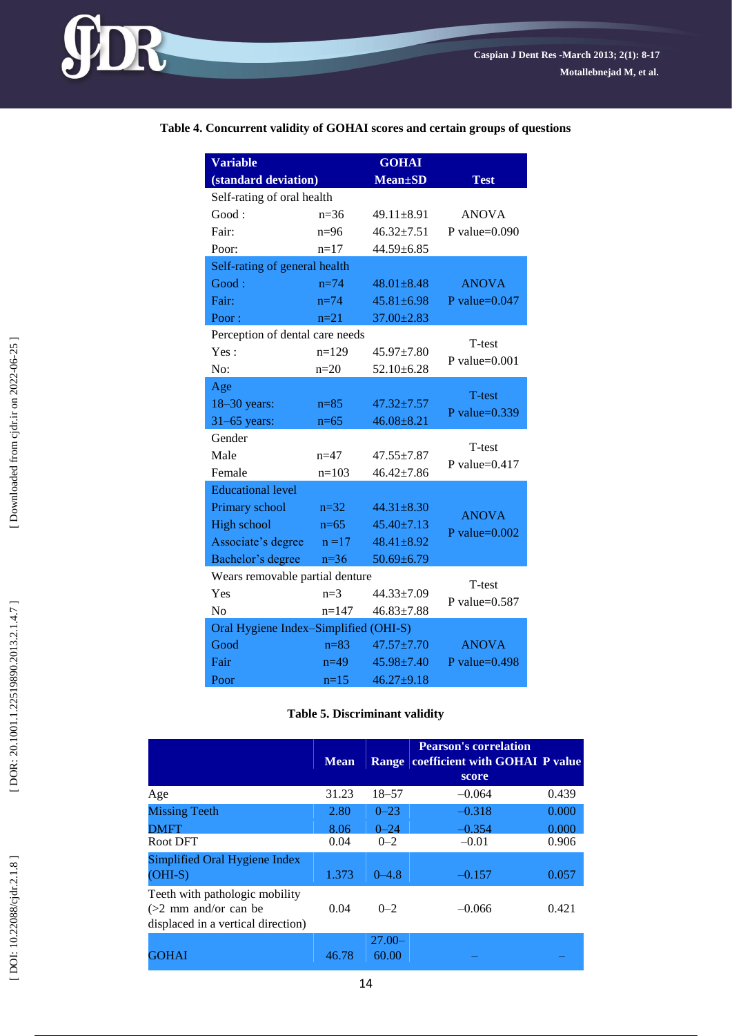**Table 4. Concurrent validity of GOHAI scores and certain groups of questions**

| Variable (standard deviation) | | GOHAI Mean±SD | Test |
|---|---|---|---|
| Self-rating of oral health | | | |
| Good : | n=36 | 49.11±8.91 | ANOVA |
| Fair: | n=96 | 46.32±7.51 | P value=0.090 |
| Poor: | n=17 | 44.59±6.85 | |
| Self-rating of general health | | | |
| Good : | n=74 | 48.01±8.48 | ANOVA |
| Fair: | n=74 | 45.81±6.98 | P value=0.047 |
| Poor : | n=21 | 37.00±2.83 | |
| Perception of dental care needs | | | |
| Yes : | n=129 | 45.97±7.80 | T-test P value=0.001 |
| No: | n=20 | 52.10±6.28 | |
| Age | | | |
| 18–30 years: | n=85 | 47.32±7.57 | T-test P value=0.339 |
| 31–65 years: | n=65 | 46.08±8.21 | |
| Gender | | | |
| Male | n=47 | 47.55±7.87 | T-test P value=0.417 |
| Female | n=103 | 46.42±7.86 | |
| Educational level | | | |
| Primary school | n=32 | 44.31±8.30 | ANOVA |
| High school | n=65 | 45.40±7.13 | P value=0.002 |
| Associate's degree | n =17 | 48.41±8.92 | |
| Bachelor's degree | n=36 | 50.69±6.79 | |
| Wears removable partial denture | | | |
| Yes | n=3 | 44.33±7.09 | T-test P value=0.587 |
| No | n=147 | 46.83±7.88 | |
| Oral Hygiene Index–Simplified (OHI-S) | | | |
| Good | n=83 | 47.57±7.70 | ANOVA |
| Fair | n=49 | 45.98±7.40 | P value=0.498 |
| Poor | n=15 | 46.27±9.18 | |

**Table 5. Discriminant validity**

| | Mean | Range | Pearson's correlation coefficient with GOHAI score | P value |
|---|---|---|---|---|
| Age | 31.23 | 18–57 | –0.064 | 0.439 |
| Missing Teeth | 2.80 | 0–23 | –0.318 | 0.000 |
| DMFT | 8.06 | 0–24 | –0.354 | 0.000 |
| Root DFT | 0.04 | 0–2 | –0.01 | 0.906 |
| Simplified Oral Hygiene Index (OHI-S) | 1.373 | 0–4.8 | –0.157 | 0.057 |
| Teeth with pathologic mobility (>2 mm and/or can be displaced in a vertical direction) | 0.04 | 0–2 | –0.066 | 0.421 |
| GOHAI | 46.78 | 27.00–60.00 | – | – |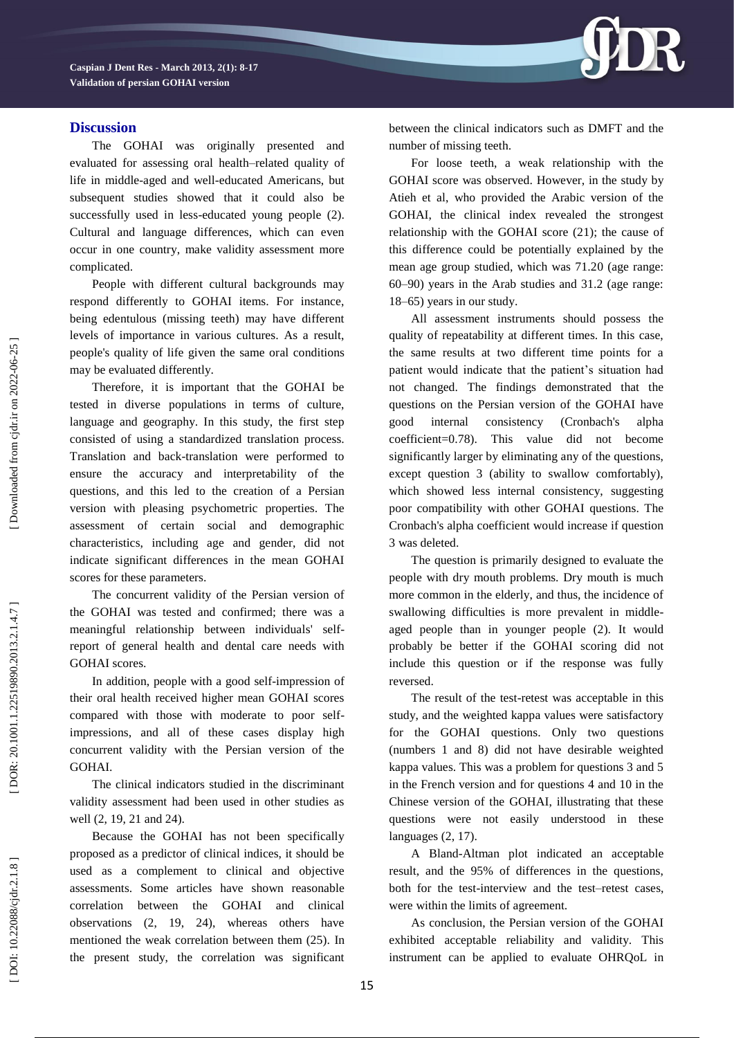## Discussion

The GOHAI was originally presented and evaluated for assessing oral health–related quality of life in middle-aged and well-educated Americans, but subsequent studies showed that it could also be successfully used in less-educated young people (2). Cultural and language differences, which can even occur in one country, make validity assessment more complicated.

People with different cultural backgrounds may respond differently to GOHAI items. For instance, being edentulous (missing teeth) may have different levels of importance in various cultures. As a result, people's quality of life given the same oral conditions may be evaluated differently.

Therefore, it is important that the GOHAI be tested in diverse populations in terms of culture, language and geography. In this study, the first step consisted of using a standardized translation process. Translation and back-translation were performed to ensure the accuracy and interpretability of the questions, and this led to the creation of a Persian version with pleasing psychometric properties. The assessment of certain social and demographic characteristics, including age and gender, did not indicate significant differences in the mean GOHAI scores for these parameters.

The concurrent validity of the Persian version of the GOHAI was tested and confirmed; there was a meaningful relationship between individuals' self-report of general health and dental care needs with GOHAI scores.

In addition, people with a good self-impression of their oral health received higher mean GOHAI scores compared with those with moderate to poor self-impressions, and all of these cases display high concurrent validity with the Persian version of the GOHAI.

The clinical indicators studied in the discriminant validity assessment had been used in other studies as well (2, 19, 21 and 24).

Because the GOHAI has not been specifically proposed as a predictor of clinical indices, it should be used as a complement to clinical and objective assessments. Some articles have shown reasonable correlation between the GOHAI and clinical observations (2, 19, 24), whereas others have mentioned the weak correlation between them (25). In the present study, the correlation was significant between the clinical indicators such as DMFT and the number of missing teeth.

For loose teeth, a weak relationship with the GOHAI score was observed. However, in the study by Atieh et al, who provided the Arabic version of the GOHAI, the clinical index revealed the strongest relationship with the GOHAI score (21); the cause of this difference could be potentially explained by the mean age group studied, which was 71.20 (age range: 60–90) years in the Arab studies and 31.2 (age range: 18–65) years in our study.

All assessment instruments should possess the quality of repeatability at different times. In this case, the same results at two different time points for a patient would indicate that the patient's situation had not changed. The findings demonstrated that the questions on the Persian version of the GOHAI have good internal consistency (Cronbach's alpha coefficient=0.78). This value did not become significantly larger by eliminating any of the questions, except question 3 (ability to swallow comfortably), which showed less internal consistency, suggesting poor compatibility with other GOHAI questions. The Cronbach's alpha coefficient would increase if question 3 was deleted.

The question is primarily designed to evaluate the people with dry mouth problems. Dry mouth is much more common in the elderly, and thus, the incidence of swallowing difficulties is more prevalent in middle-aged people than in younger people (2). It would probably be better if the GOHAI scoring did not include this question or if the response was fully reversed.

The result of the test-retest was acceptable in this study, and the weighted kappa values were satisfactory for the GOHAI questions. Only two questions (numbers 1 and 8) did not have desirable weighted kappa values. This was a problem for questions 3 and 5 in the French version and for questions 4 and 10 in the Chinese version of the GOHAI, illustrating that these questions were not easily understood in these languages (2, 17).

A Bland-Altman plot indicated an acceptable result, and the 95% of differences in the questions, both for the test-interview and the test–retest cases, were within the limits of agreement.

As conclusion, the Persian version of the GOHAI exhibited acceptable reliability and validity. This instrument can be applied to evaluate OHRQoL in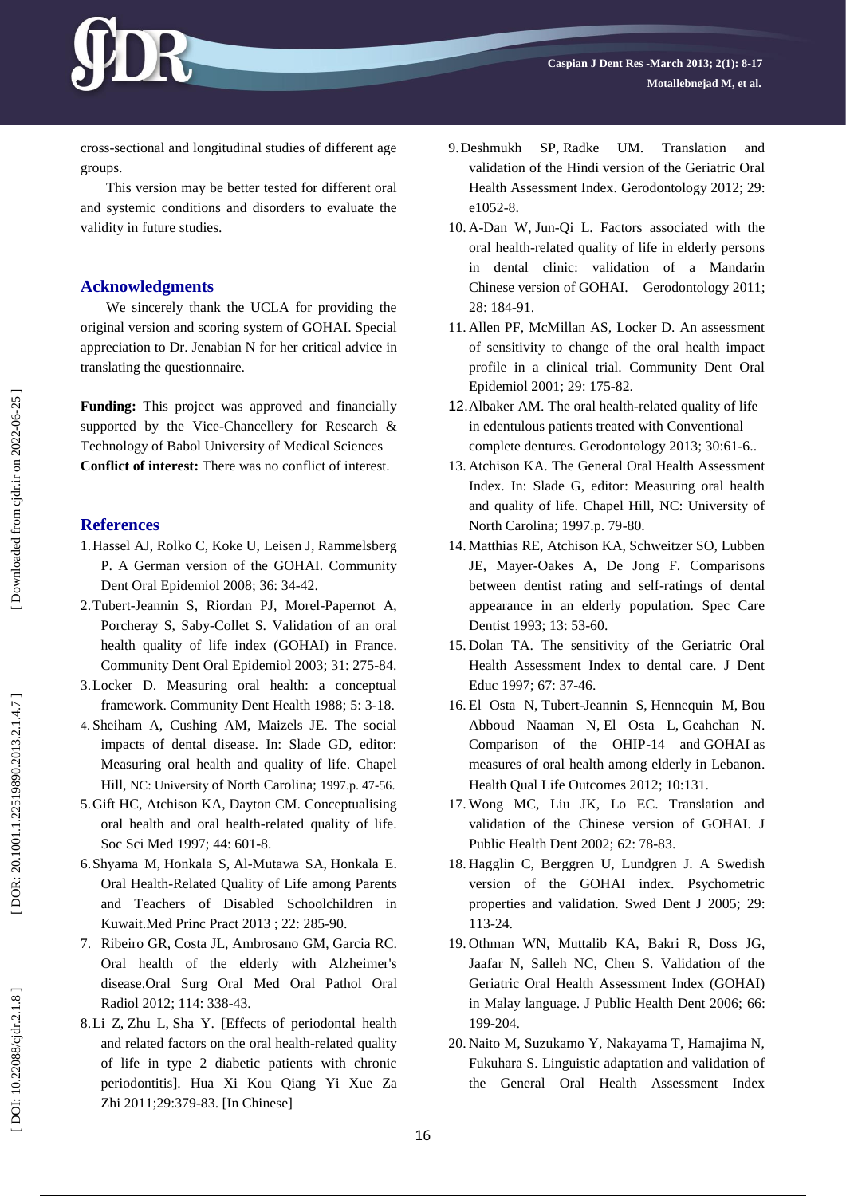cross-sectional and longitudinal studies of different age groups.

This version may be better tested for different oral and systemic conditions and disorders to evaluate the validity in future studies.

## Acknowledgments

We sincerely thank the UCLA for providing the original version and scoring system of GOHAI. Special appreciation to Dr. Jenabian N for her critical advice in translating the questionnaire.

**Funding:** This project was approved and financially supported by the Vice-Chancellery for Research & Technology of Babol University of Medical Sciences

**Conflict of interest:** There was no conflict of interest.

## References

1. Hassel AJ, Rolko C, Koke U, Leisen J, Rammelsberg P. A German version of the GOHAI. Community Dent Oral Epidemiol 2008; 36: 34-42.
2. Tubert-Jeannin S, Riordan PJ, Morel-Papernot A, Porcheray S, Saby-Collet S. Validation of an oral health quality of life index (GOHAI) in France. Community Dent Oral Epidemiol 2003; 31: 275-84.
3. Locker D. Measuring oral health: a conceptual framework. Community Dent Health 1988; 5: 3-18.
4. Sheiham A, Cushing AM, Maizels JE. The social impacts of dental disease. In: Slade GD, editor: Measuring oral health and quality of life. Chapel Hill, NC: University of North Carolina; 1997.p. 47-56.
5. Gift HC, Atchison KA, Dayton CM. Conceptualising oral health and oral health-related quality of life. Soc Sci Med 1997; 44: 601-8.
6. Shyama M, Honkala S, Al-Mutawa SA, Honkala E. Oral Health-Related Quality of Life among Parents and Teachers of Disabled Schoolchildren in Kuwait.Med Princ Pract 2013 ; 22: 285-90.
7. Ribeiro GR, Costa JL, Ambrosano GM, Garcia RC. Oral health of the elderly with Alzheimer's disease.Oral Surg Oral Med Oral Pathol Oral Radiol 2012; 114: 338-43.
8. Li Z, Zhu L, Sha Y. [Effects of periodontal health and related factors on the oral health-related quality of life in type 2 diabetic patients with chronic periodontitis]. Hua Xi Kou Qiang Yi Xue Za Zhi 2011;29:379-83. [In Chinese]
9. Deshmukh SP, Radke UM. Translation and validation of the Hindi version of the Geriatric Oral Health Assessment Index. Gerodontology 2012; 29: e1052-8.
10. A-Dan W, Jun-Qi L. Factors associated with the oral health-related quality of life in elderly persons in dental clinic: validation of a Mandarin Chinese version of GOHAI. Gerodontology 2011; 28: 184-91.
11. Allen PF, McMillan AS, Locker D. An assessment of sensitivity to change of the oral health impact profile in a clinical trial. Community Dent Oral Epidemiol 2001; 29: 175-82.
12. Albaker AM. The oral health-related quality of life in edentulous patients treated with Conventional complete dentures. Gerodontology 2013; 30:61-6..
13. Atchison KA. The General Oral Health Assessment Index. In: Slade G, editor: Measuring oral health and quality of life. Chapel Hill, NC: University of North Carolina; 1997.p. 79-80.
14. Matthias RE, Atchison KA, Schweitzer SO, Lubben JE, Mayer-Oakes A, De Jong F. Comparisons between dentist rating and self-ratings of dental appearance in an elderly population. Spec Care Dentist 1993; 13: 53-60.
15. Dolan TA. The sensitivity of the Geriatric Oral Health Assessment Index to dental care. J Dent Educ 1997; 67: 37-46.
16. El Osta N, Tubert-Jeannin S, Hennequin M, Bou Abboud Naaman N, El Osta L, Geahchan N. Comparison of the OHIP-14 and GOHAI as measures of oral health among elderly in Lebanon. Health Qual Life Outcomes 2012; 10:131.
17. Wong MC, Liu JK, Lo EC. Translation and validation of the Chinese version of GOHAI. J Public Health Dent 2002; 62: 78-83.
18. Hagglin C, Berggren U, Lundgren J. A Swedish version of the GOHAI index. Psychometric properties and validation. Swed Dent J 2005; 29: 113-24.
19. Othman WN, Muttalib KA, Bakri R, Doss JG, Jaafar N, Salleh NC, Chen S. Validation of the Geriatric Oral Health Assessment Index (GOHAI) in Malay language. J Public Health Dent 2006; 66: 199-204.
20. Naito M, Suzukamo Y, Nakayama T, Hamajima N, Fukuhara S. Linguistic adaptation and validation of the General Oral Health Assessment Index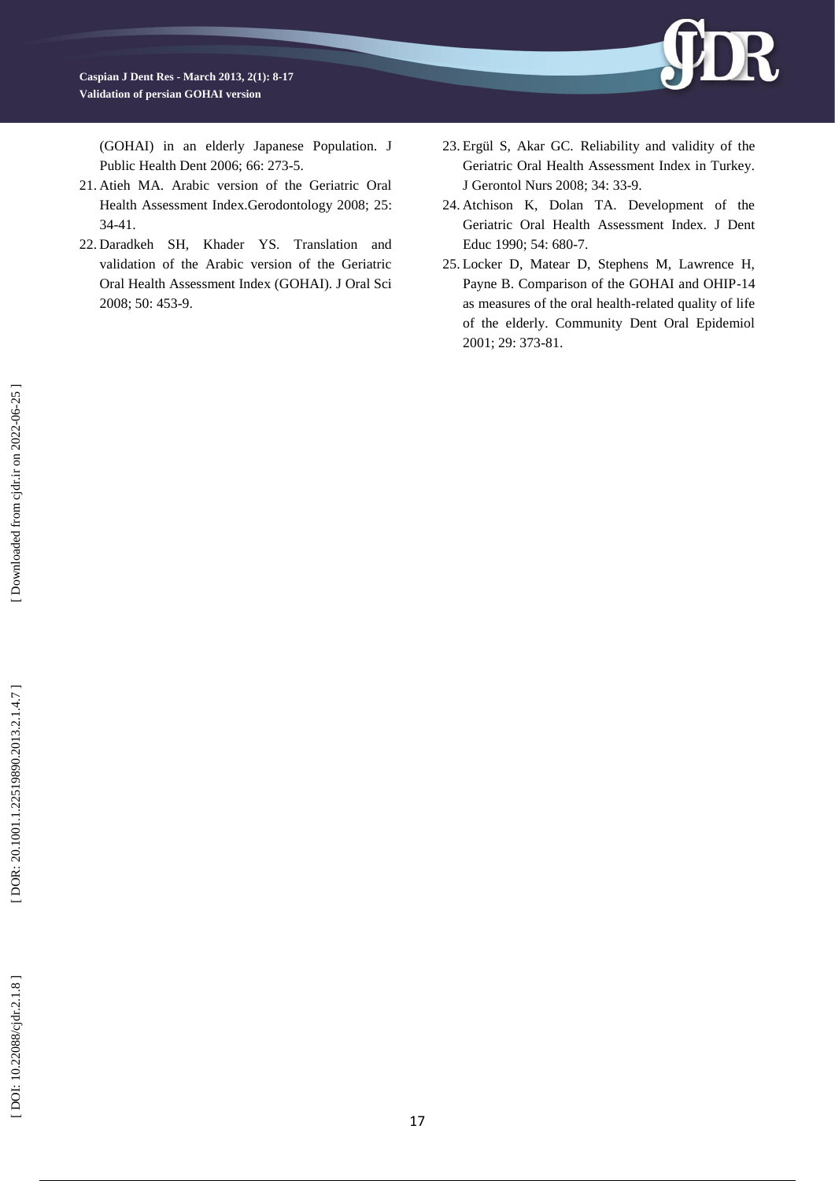(GOHAI) in an elderly Japanese Population. J Public Health Dent 2006; 66: 273-5.

21. Atieh MA. Arabic version of the Geriatric Oral Health Assessment Index.Gerodontology 2008; 25: 34-41.
22. Daradkeh SH, Khader YS. Translation and validation of the Arabic version of the Geriatric Oral Health Assessment Index (GOHAI). J Oral Sci 2008; 50: 453-9.
23. Ergül S, Akar GC. Reliability and validity of the Geriatric Oral Health Assessment Index in Turkey. J Gerontol Nurs 2008; 34: 33-9.
24. Atchison K, Dolan TA. Development of the Geriatric Oral Health Assessment Index. J Dent Educ 1990; 54: 680-7.
25. Locker D, Matear D, Stephens M, Lawrence H, Payne B. Comparison of the GOHAI and OHIP-14 as measures of the oral health-related quality of life of the elderly. Community Dent Oral Epidemiol 2001; 29: 373-81.

[ Downloaded from cjdr.ir on 2022-06-25 ]

[ DOR: 20.1001.1.22519890.2013.2.1.4.7 ]

[ DOI: 10.22088/cjdr.2.1.8 ]